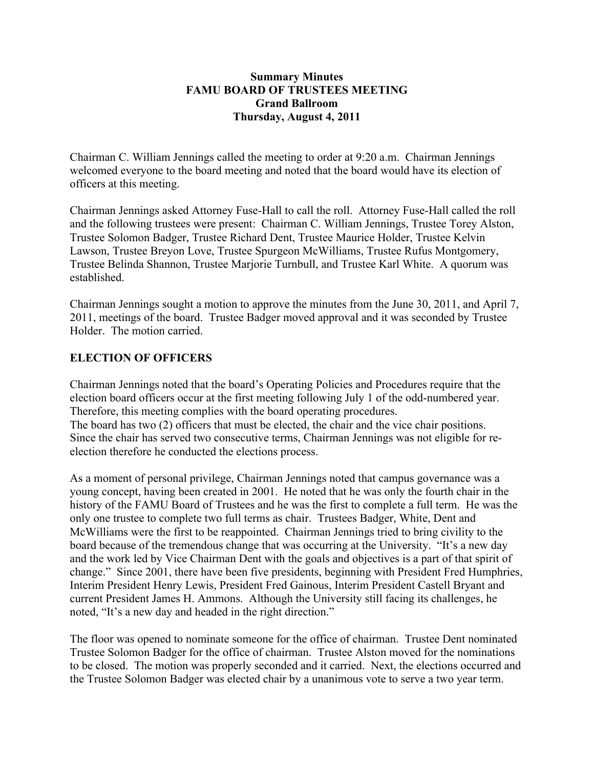**Summary Minutes**
**FAMU BOARD OF TRUSTEES MEETING**
**Grand Ballroom**
**Thursday, August 4, 2011**

Chairman C. William Jennings called the meeting to order at 9:20 a.m. Chairman Jennings welcomed everyone to the board meeting and noted that the board would have its election of officers at this meeting.

Chairman Jennings asked Attorney Fuse-Hall to call the roll. Attorney Fuse-Hall called the roll and the following trustees were present: Chairman C. William Jennings, Trustee Torey Alston, Trustee Solomon Badger, Trustee Richard Dent, Trustee Maurice Holder, Trustee Kelvin Lawson, Trustee Breyon Love, Trustee Spurgeon McWilliams, Trustee Rufus Montgomery, Trustee Belinda Shannon, Trustee Marjorie Turnbull, and Trustee Karl White. A quorum was established.

Chairman Jennings sought a motion to approve the minutes from the June 30, 2011, and April 7, 2011, meetings of the board. Trustee Badger moved approval and it was seconded by Trustee Holder. The motion carried.

## ELECTION OF OFFICERS

Chairman Jennings noted that the board's Operating Policies and Procedures require that the election board officers occur at the first meeting following July 1 of the odd-numbered year. Therefore, this meeting complies with the board operating procedures.
The board has two (2) officers that must be elected, the chair and the vice chair positions. Since the chair has served two consecutive terms, Chairman Jennings was not eligible for re-election therefore he conducted the elections process.

As a moment of personal privilege, Chairman Jennings noted that campus governance was a young concept, having been created in 2001. He noted that he was only the fourth chair in the history of the FAMU Board of Trustees and he was the first to complete a full term. He was the only one trustee to complete two full terms as chair. Trustees Badger, White, Dent and McWilliams were the first to be reappointed. Chairman Jennings tried to bring civility to the board because of the tremendous change that was occurring at the University. "It's a new day and the work led by Vice Chairman Dent with the goals and objectives is a part of that spirit of change." Since 2001, there have been five presidents, beginning with President Fred Humphries, Interim President Henry Lewis, President Fred Gainous, Interim President Castell Bryant and current President James H. Ammons. Although the University still facing its challenges, he noted, "It's a new day and headed in the right direction."

The floor was opened to nominate someone for the office of chairman. Trustee Dent nominated Trustee Solomon Badger for the office of chairman. Trustee Alston moved for the nominations to be closed. The motion was properly seconded and it carried. Next, the elections occurred and the Trustee Solomon Badger was elected chair by a unanimous vote to serve a two year term.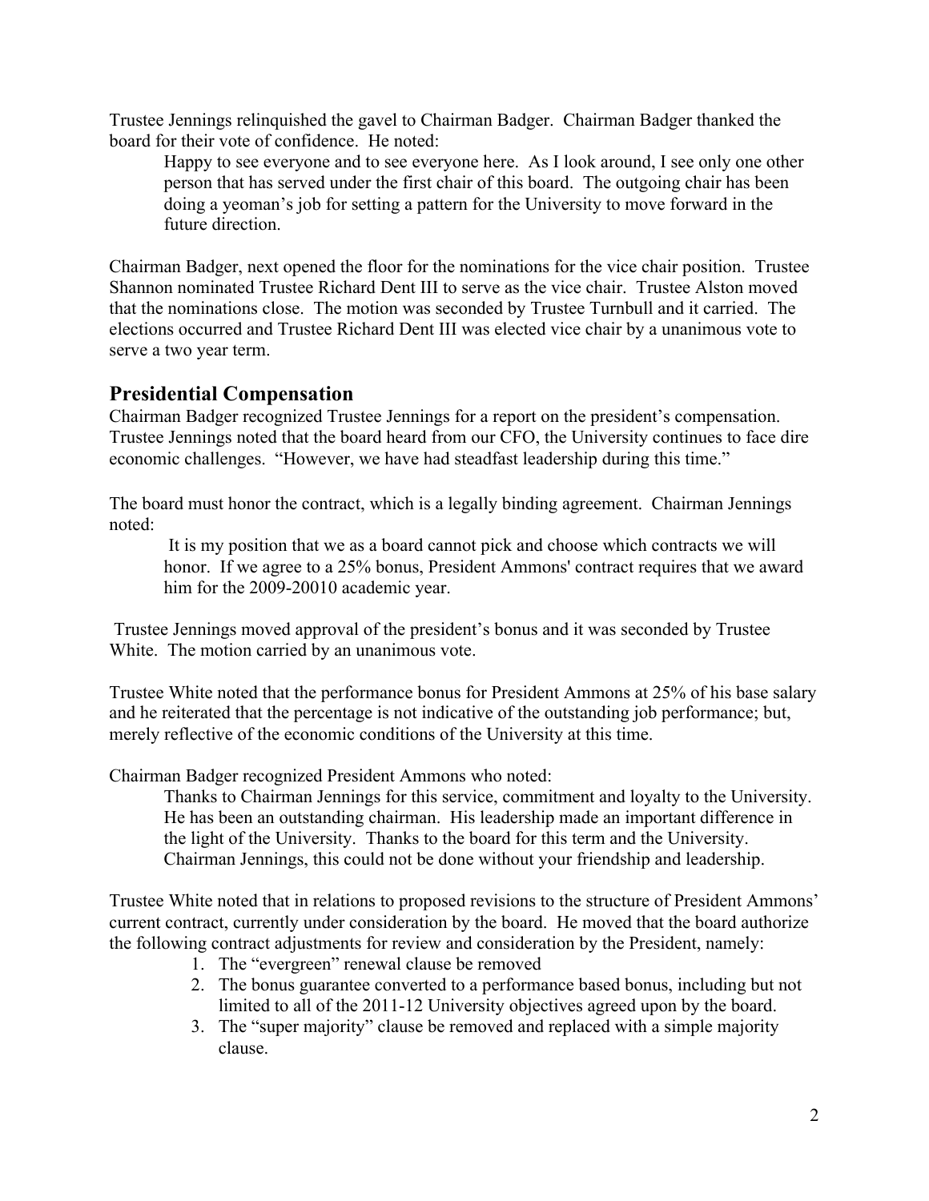Trustee Jennings relinquished the gavel to Chairman Badger. Chairman Badger thanked the board for their vote of confidence. He noted:

> Happy to see everyone and to see everyone here. As I look around, I see only one other person that has served under the first chair of this board. The outgoing chair has been doing a yeoman's job for setting a pattern for the University to move forward in the future direction.

Chairman Badger, next opened the floor for the nominations for the vice chair position. Trustee Shannon nominated Trustee Richard Dent III to serve as the vice chair. Trustee Alston moved that the nominations close. The motion was seconded by Trustee Turnbull and it carried. The elections occurred and Trustee Richard Dent III was elected vice chair by a unanimous vote to serve a two year term.

## Presidential Compensation

Chairman Badger recognized Trustee Jennings for a report on the president's compensation. Trustee Jennings noted that the board heard from our CFO, the University continues to face dire economic challenges. "However, we have had steadfast leadership during this time."

The board must honor the contract, which is a legally binding agreement. Chairman Jennings noted:

> It is my position that we as a board cannot pick and choose which contracts we will honor. If we agree to a 25% bonus, President Ammons' contract requires that we award him for the 2009-20010 academic year.

Trustee Jennings moved approval of the president's bonus and it was seconded by Trustee White. The motion carried by an unanimous vote.

Trustee White noted that the performance bonus for President Ammons at 25% of his base salary and he reiterated that the percentage is not indicative of the outstanding job performance; but, merely reflective of the economic conditions of the University at this time.

Chairman Badger recognized President Ammons who noted:

> Thanks to Chairman Jennings for this service, commitment and loyalty to the University. He has been an outstanding chairman. His leadership made an important difference in the light of the University. Thanks to the board for this term and the University. Chairman Jennings, this could not be done without your friendship and leadership.

Trustee White noted that in relations to proposed revisions to the structure of President Ammons' current contract, currently under consideration by the board. He moved that the board authorize the following contract adjustments for review and consideration by the President, namely:

1. The "evergreen" renewal clause be removed
2. The bonus guarantee converted to a performance based bonus, including but not limited to all of the 2011-12 University objectives agreed upon by the board.
3. The "super majority" clause be removed and replaced with a simple majority clause.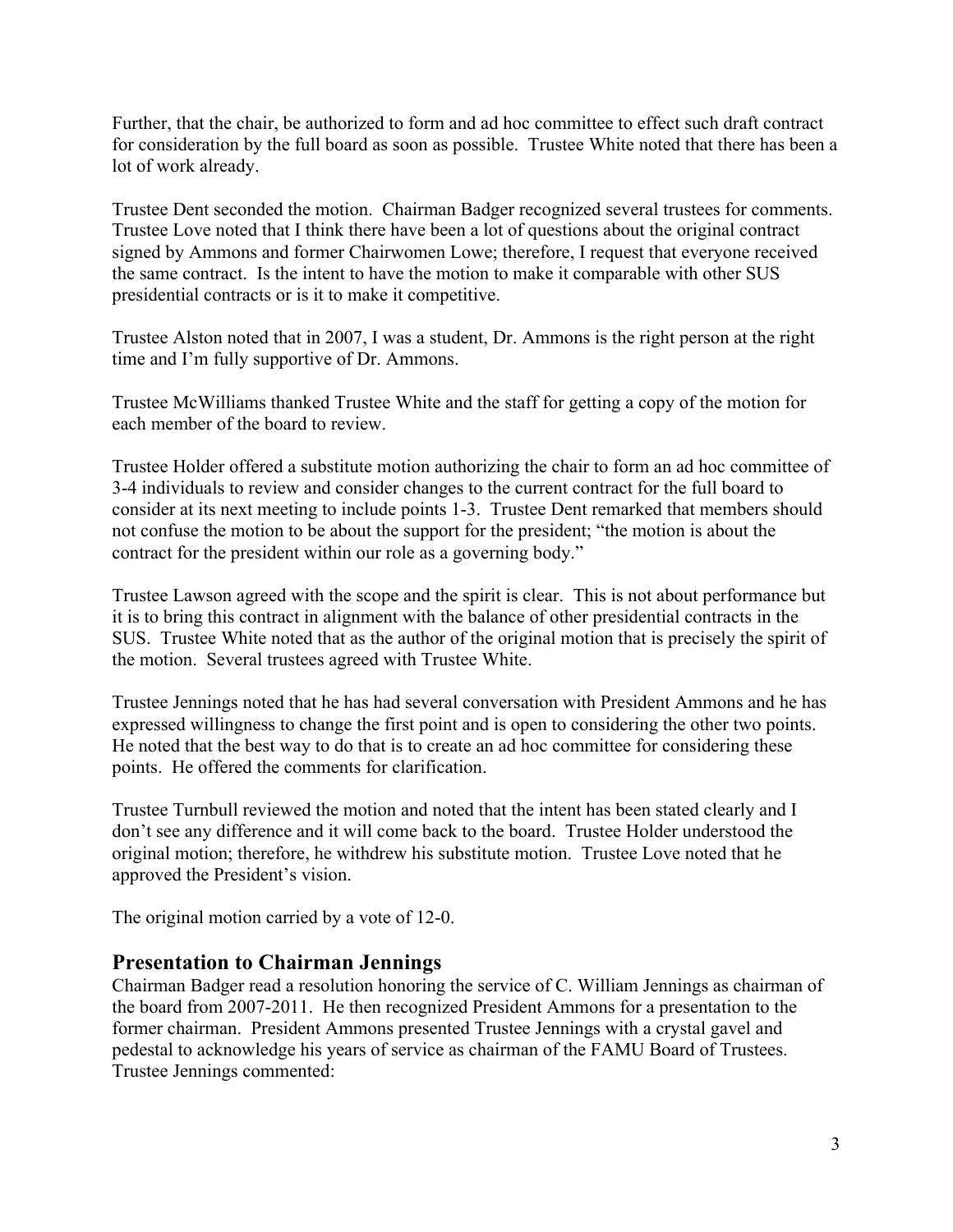Further, that the chair, be authorized to form and ad hoc committee to effect such draft contract for consideration by the full board as soon as possible. Trustee White noted that there has been a lot of work already.

Trustee Dent seconded the motion. Chairman Badger recognized several trustees for comments. Trustee Love noted that I think there have been a lot of questions about the original contract signed by Ammons and former Chairwomen Lowe; therefore, I request that everyone received the same contract. Is the intent to have the motion to make it comparable with other SUS presidential contracts or is it to make it competitive.

Trustee Alston noted that in 2007, I was a student, Dr. Ammons is the right person at the right time and I'm fully supportive of Dr. Ammons.

Trustee McWilliams thanked Trustee White and the staff for getting a copy of the motion for each member of the board to review.

Trustee Holder offered a substitute motion authorizing the chair to form an ad hoc committee of 3-4 individuals to review and consider changes to the current contract for the full board to consider at its next meeting to include points 1-3. Trustee Dent remarked that members should not confuse the motion to be about the support for the president; "the motion is about the contract for the president within our role as a governing body."

Trustee Lawson agreed with the scope and the spirit is clear. This is not about performance but it is to bring this contract in alignment with the balance of other presidential contracts in the SUS. Trustee White noted that as the author of the original motion that is precisely the spirit of the motion. Several trustees agreed with Trustee White.

Trustee Jennings noted that he has had several conversation with President Ammons and he has expressed willingness to change the first point and is open to considering the other two points. He noted that the best way to do that is to create an ad hoc committee for considering these points. He offered the comments for clarification.

Trustee Turnbull reviewed the motion and noted that the intent has been stated clearly and I don't see any difference and it will come back to the board. Trustee Holder understood the original motion; therefore, he withdrew his substitute motion. Trustee Love noted that he approved the President's vision.

The original motion carried by a vote of 12-0.

## Presentation to Chairman Jennings

Chairman Badger read a resolution honoring the service of C. William Jennings as chairman of the board from 2007-2011. He then recognized President Ammons for a presentation to the former chairman. President Ammons presented Trustee Jennings with a crystal gavel and pedestal to acknowledge his years of service as chairman of the FAMU Board of Trustees. Trustee Jennings commented: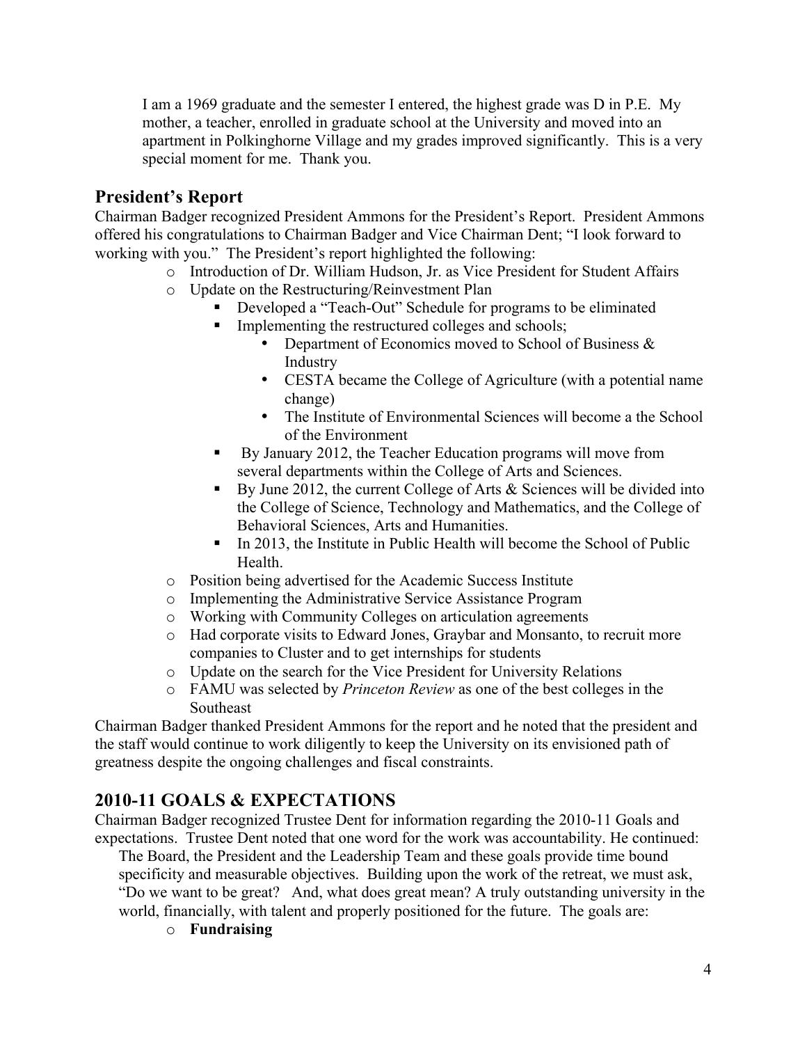I am a 1969 graduate and the semester I entered, the highest grade was D in P.E. My mother, a teacher, enrolled in graduate school at the University and moved into an apartment in Polkinghorne Village and my grades improved significantly. This is a very special moment for me. Thank you.

## President's Report

Chairman Badger recognized President Ammons for the President's Report. President Ammons offered his congratulations to Chairman Badger and Vice Chairman Dent; "I look forward to working with you." The President's report highlighted the following:

- Introduction of Dr. William Hudson, Jr. as Vice President for Student Affairs
- Update on the Restructuring/Reinvestment Plan
  - Developed a "Teach-Out" Schedule for programs to be eliminated
  - Implementing the restructured colleges and schools;
    - Department of Economics moved to School of Business & Industry
    - CESTA became the College of Agriculture (with a potential name change)
    - The Institute of Environmental Sciences will become a the School of the Environment
  - By January 2012, the Teacher Education programs will move from several departments within the College of Arts and Sciences.
  - By June 2012, the current College of Arts & Sciences will be divided into the College of Science, Technology and Mathematics, and the College of Behavioral Sciences, Arts and Humanities.
  - In 2013, the Institute in Public Health will become the School of Public Health.
- Position being advertised for the Academic Success Institute
- Implementing the Administrative Service Assistance Program
- Working with Community Colleges on articulation agreements
- Had corporate visits to Edward Jones, Graybar and Monsanto, to recruit more companies to Cluster and to get internships for students
- Update on the search for the Vice President for University Relations
- FAMU was selected by *Princeton Review* as one of the best colleges in the Southeast

Chairman Badger thanked President Ammons for the report and he noted that the president and the staff would continue to work diligently to keep the University on its envisioned path of greatness despite the ongoing challenges and fiscal constraints.

## 2010-11 GOALS & EXPECTATIONS

Chairman Badger recognized Trustee Dent for information regarding the 2010-11 Goals and expectations. Trustee Dent noted that one word for the work was accountability. He continued:

The Board, the President and the Leadership Team and these goals provide time bound specificity and measurable objectives. Building upon the work of the retreat, we must ask, "Do we want to be great? And, what does great mean? A truly outstanding university in the world, financially, with talent and properly positioned for the future. The goals are:

- **Fundraising**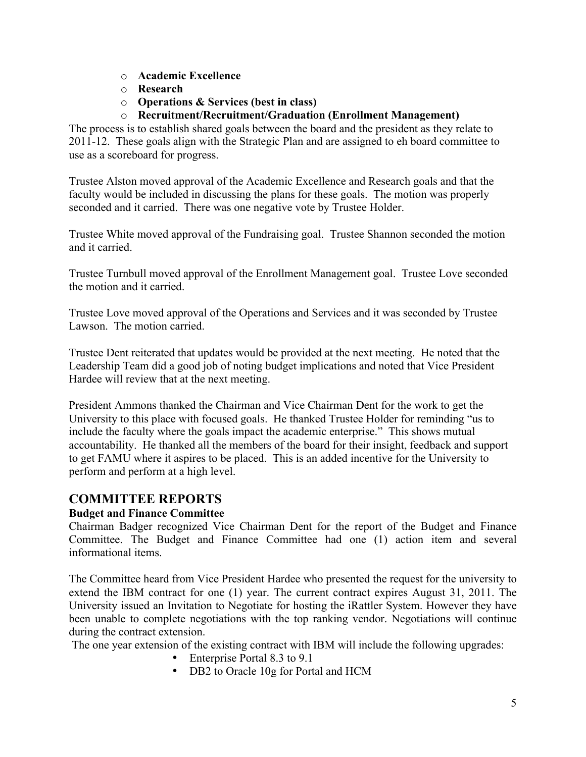- **Academic Excellence**
- **Research**
- **Operations & Services (best in class)**
- **Recruitment/Recruitment/Graduation (Enrollment Management)**

The process is to establish shared goals between the board and the president as they relate to 2011-12. These goals align with the Strategic Plan and are assigned to eh board committee to use as a scoreboard for progress.

Trustee Alston moved approval of the Academic Excellence and Research goals and that the faculty would be included in discussing the plans for these goals. The motion was properly seconded and it carried. There was one negative vote by Trustee Holder.

Trustee White moved approval of the Fundraising goal. Trustee Shannon seconded the motion and it carried.

Trustee Turnbull moved approval of the Enrollment Management goal. Trustee Love seconded the motion and it carried.

Trustee Love moved approval of the Operations and Services and it was seconded by Trustee Lawson. The motion carried.

Trustee Dent reiterated that updates would be provided at the next meeting. He noted that the Leadership Team did a good job of noting budget implications and noted that Vice President Hardee will review that at the next meeting.

President Ammons thanked the Chairman and Vice Chairman Dent for the work to get the University to this place with focused goals. He thanked Trustee Holder for reminding "us to include the faculty where the goals impact the academic enterprise." This shows mutual accountability. He thanked all the members of the board for their insight, feedback and support to get FAMU where it aspires to be placed. This is an added incentive for the University to perform and perform at a high level.

## COMMITTEE REPORTS

### Budget and Finance Committee

Chairman Badger recognized Vice Chairman Dent for the report of the Budget and Finance Committee. The Budget and Finance Committee had one (1) action item and several informational items.

The Committee heard from Vice President Hardee who presented the request for the university to extend the IBM contract for one (1) year. The current contract expires August 31, 2011. The University issued an Invitation to Negotiate for hosting the iRattler System. However they have been unable to complete negotiations with the top ranking vendor. Negotiations will continue during the contract extension.

The one year extension of the existing contract with IBM will include the following upgrades:

- Enterprise Portal 8.3 to 9.1
- DB2 to Oracle 10g for Portal and HCM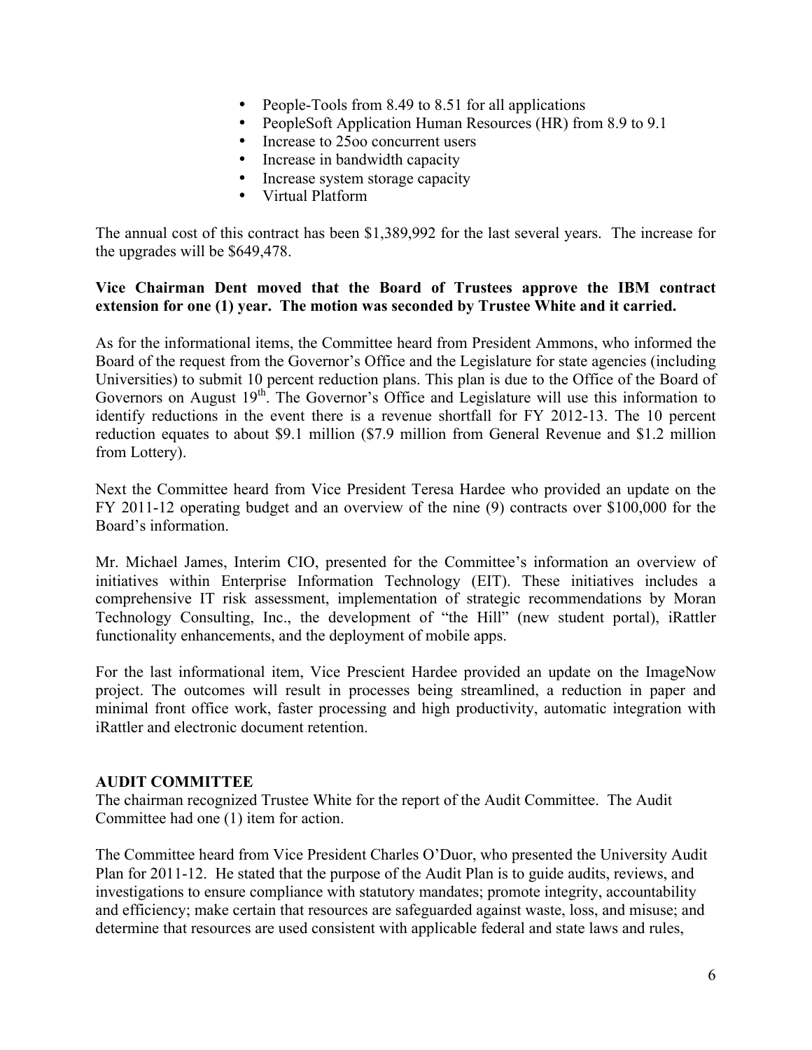- People-Tools from 8.49 to 8.51 for all applications
- PeopleSoft Application Human Resources (HR) from 8.9 to 9.1
- Increase to 25oo concurrent users
- Increase in bandwidth capacity
- Increase system storage capacity
- Virtual Platform

The annual cost of this contract has been $1,389,992 for the last several years. The increase for the upgrades will be $649,478.

**Vice Chairman Dent moved that the Board of Trustees approve the IBM contract extension for one (1) year. The motion was seconded by Trustee White and it carried.**

As for the informational items, the Committee heard from President Ammons, who informed the Board of the request from the Governor's Office and the Legislature for state agencies (including Universities) to submit 10 percent reduction plans. This plan is due to the Office of the Board of Governors on August 19th. The Governor's Office and Legislature will use this information to identify reductions in the event there is a revenue shortfall for FY 2012-13. The 10 percent reduction equates to about $9.1 million ($7.9 million from General Revenue and $1.2 million from Lottery).

Next the Committee heard from Vice President Teresa Hardee who provided an update on the FY 2011-12 operating budget and an overview of the nine (9) contracts over $100,000 for the Board's information.

Mr. Michael James, Interim CIO, presented for the Committee's information an overview of initiatives within Enterprise Information Technology (EIT). These initiatives includes a comprehensive IT risk assessment, implementation of strategic recommendations by Moran Technology Consulting, Inc., the development of "the Hill" (new student portal), iRattler functionality enhancements, and the deployment of mobile apps.

For the last informational item, Vice Prescient Hardee provided an update on the ImageNow project. The outcomes will result in processes being streamlined, a reduction in paper and minimal front office work, faster processing and high productivity, automatic integration with iRattler and electronic document retention.

**AUDIT COMMITTEE**

The chairman recognized Trustee White for the report of the Audit Committee. The Audit Committee had one (1) item for action.

The Committee heard from Vice President Charles O'Duor, who presented the University Audit Plan for 2011-12. He stated that the purpose of the Audit Plan is to guide audits, reviews, and investigations to ensure compliance with statutory mandates; promote integrity, accountability and efficiency; make certain that resources are safeguarded against waste, loss, and misuse; and determine that resources are used consistent with applicable federal and state laws and rules,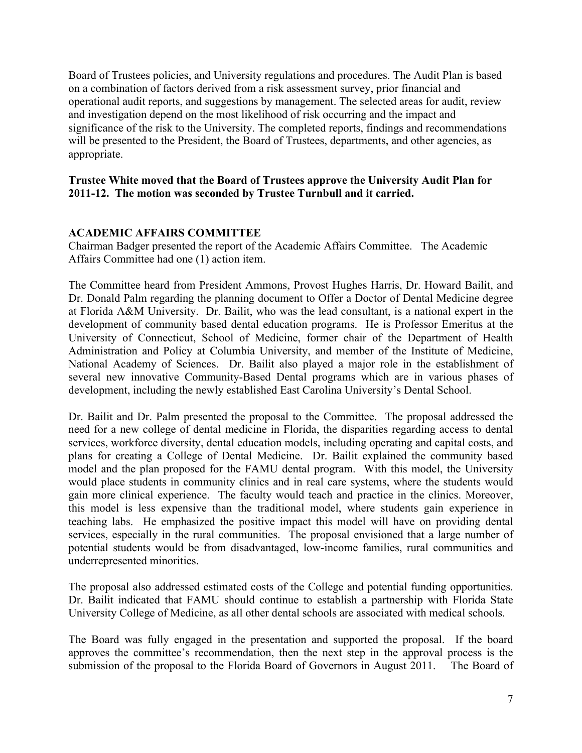Board of Trustees policies, and University regulations and procedures. The Audit Plan is based on a combination of factors derived from a risk assessment survey, prior financial and operational audit reports, and suggestions by management. The selected areas for audit, review and investigation depend on the most likelihood of risk occurring and the impact and significance of the risk to the University. The completed reports, findings and recommendations will be presented to the President, the Board of Trustees, departments, and other agencies, as appropriate.

**Trustee White moved that the Board of Trustees approve the University Audit Plan for 2011-12. The motion was seconded by Trustee Turnbull and it carried.**

**ACADEMIC AFFAIRS COMMITTEE**

Chairman Badger presented the report of the Academic Affairs Committee. The Academic Affairs Committee had one (1) action item.

The Committee heard from President Ammons, Provost Hughes Harris, Dr. Howard Bailit, and Dr. Donald Palm regarding the planning document to Offer a Doctor of Dental Medicine degree at Florida A&M University. Dr. Bailit, who was the lead consultant, is a national expert in the development of community based dental education programs. He is Professor Emeritus at the University of Connecticut, School of Medicine, former chair of the Department of Health Administration and Policy at Columbia University, and member of the Institute of Medicine, National Academy of Sciences. Dr. Bailit also played a major role in the establishment of several new innovative Community-Based Dental programs which are in various phases of development, including the newly established East Carolina University's Dental School.

Dr. Bailit and Dr. Palm presented the proposal to the Committee. The proposal addressed the need for a new college of dental medicine in Florida, the disparities regarding access to dental services, workforce diversity, dental education models, including operating and capital costs, and plans for creating a College of Dental Medicine. Dr. Bailit explained the community based model and the plan proposed for the FAMU dental program. With this model, the University would place students in community clinics and in real care systems, where the students would gain more clinical experience. The faculty would teach and practice in the clinics. Moreover, this model is less expensive than the traditional model, where students gain experience in teaching labs. He emphasized the positive impact this model will have on providing dental services, especially in the rural communities. The proposal envisioned that a large number of potential students would be from disadvantaged, low-income families, rural communities and underrepresented minorities.

The proposal also addressed estimated costs of the College and potential funding opportunities. Dr. Bailit indicated that FAMU should continue to establish a partnership with Florida State University College of Medicine, as all other dental schools are associated with medical schools.

The Board was fully engaged in the presentation and supported the proposal. If the board approves the committee's recommendation, then the next step in the approval process is the submission of the proposal to the Florida Board of Governors in August 2011. The Board of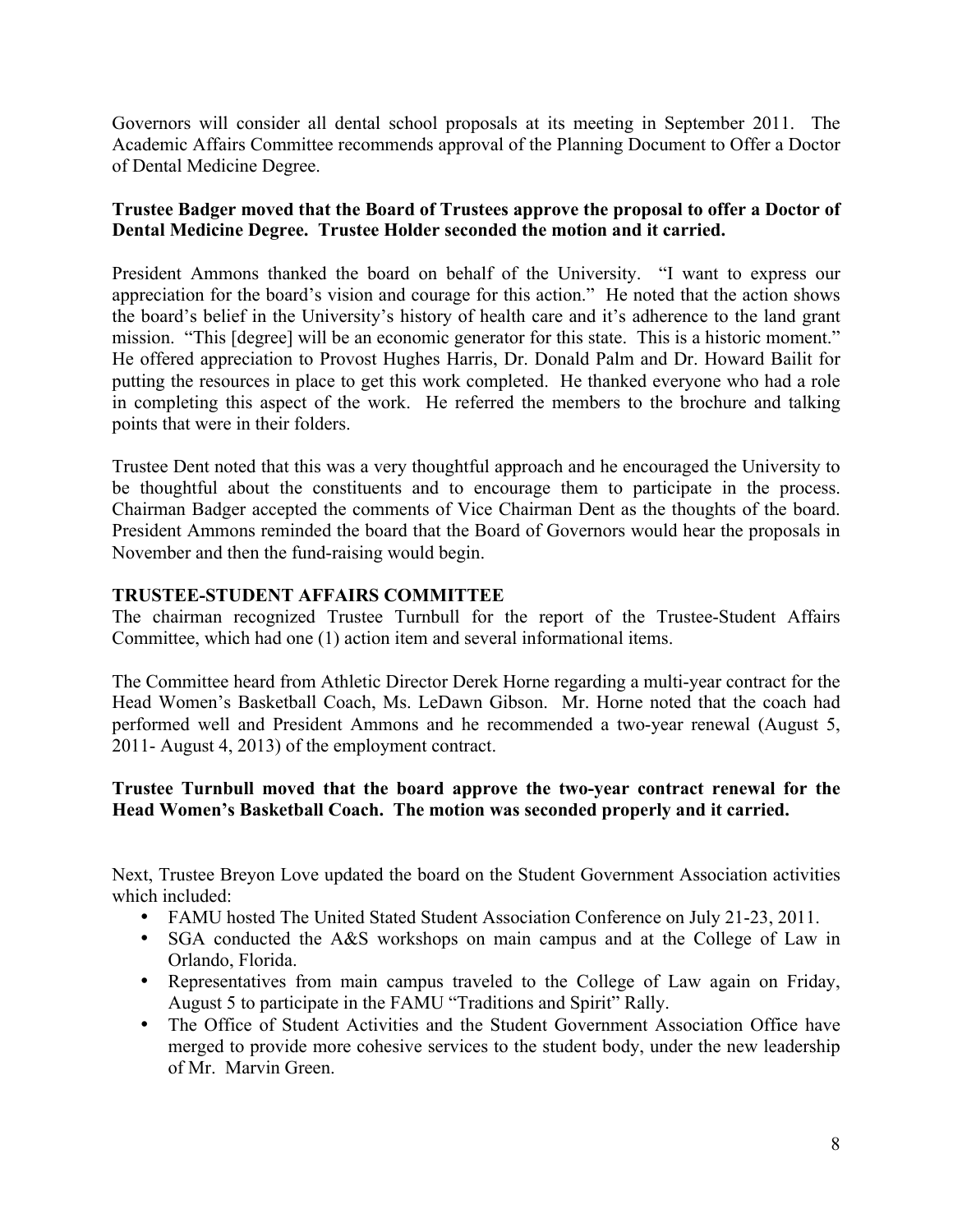Governors will consider all dental school proposals at its meeting in September 2011. The Academic Affairs Committee recommends approval of the Planning Document to Offer a Doctor of Dental Medicine Degree.

**Trustee Badger moved that the Board of Trustees approve the proposal to offer a Doctor of Dental Medicine Degree. Trustee Holder seconded the motion and it carried.**

President Ammons thanked the board on behalf of the University. "I want to express our appreciation for the board's vision and courage for this action." He noted that the action shows the board's belief in the University's history of health care and it's adherence to the land grant mission. "This [degree] will be an economic generator for this state. This is a historic moment." He offered appreciation to Provost Hughes Harris, Dr. Donald Palm and Dr. Howard Bailit for putting the resources in place to get this work completed. He thanked everyone who had a role in completing this aspect of the work. He referred the members to the brochure and talking points that were in their folders.

Trustee Dent noted that this was a very thoughtful approach and he encouraged the University to be thoughtful about the constituents and to encourage them to participate in the process. Chairman Badger accepted the comments of Vice Chairman Dent as the thoughts of the board. President Ammons reminded the board that the Board of Governors would hear the proposals in November and then the fund-raising would begin.

## TRUSTEE-STUDENT AFFAIRS COMMITTEE

The chairman recognized Trustee Turnbull for the report of the Trustee-Student Affairs Committee, which had one (1) action item and several informational items.

The Committee heard from Athletic Director Derek Horne regarding a multi-year contract for the Head Women's Basketball Coach, Ms. LeDawn Gibson. Mr. Horne noted that the coach had performed well and President Ammons and he recommended a two-year renewal (August 5, 2011- August 4, 2013) of the employment contract.

**Trustee Turnbull moved that the board approve the two-year contract renewal for the Head Women's Basketball Coach. The motion was seconded properly and it carried.**

Next, Trustee Breyon Love updated the board on the Student Government Association activities which included:

- FAMU hosted The United Stated Student Association Conference on July 21-23, 2011.
- SGA conducted the A&S workshops on main campus and at the College of Law in Orlando, Florida.
- Representatives from main campus traveled to the College of Law again on Friday, August 5 to participate in the FAMU "Traditions and Spirit" Rally.
- The Office of Student Activities and the Student Government Association Office have merged to provide more cohesive services to the student body, under the new leadership of Mr. Marvin Green.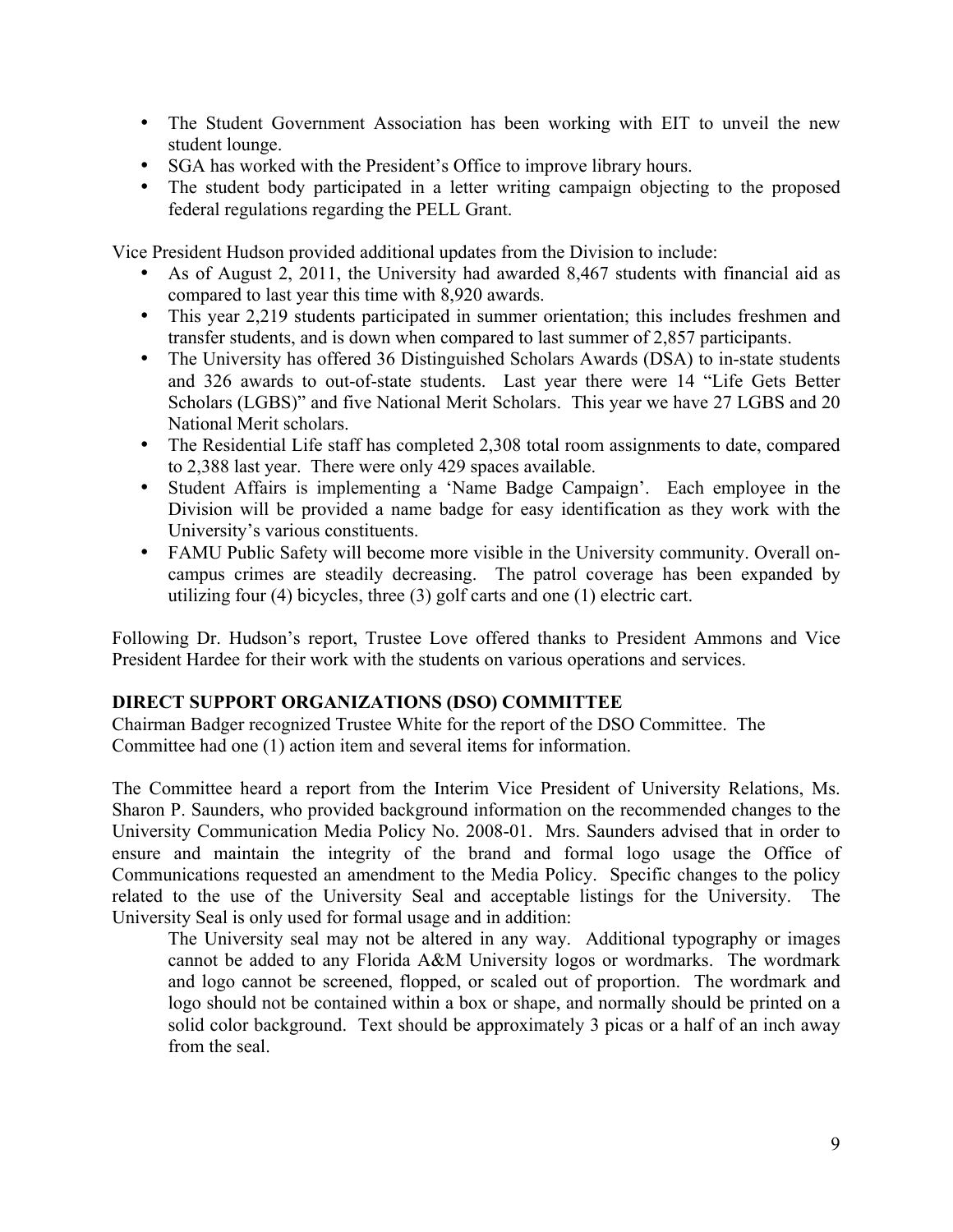- The Student Government Association has been working with EIT to unveil the new student lounge.
- SGA has worked with the President's Office to improve library hours.
- The student body participated in a letter writing campaign objecting to the proposed federal regulations regarding the PELL Grant.

Vice President Hudson provided additional updates from the Division to include:

- As of August 2, 2011, the University had awarded 8,467 students with financial aid as compared to last year this time with 8,920 awards.
- This year 2,219 students participated in summer orientation; this includes freshmen and transfer students, and is down when compared to last summer of 2,857 participants.
- The University has offered 36 Distinguished Scholars Awards (DSA) to in-state students and 326 awards to out-of-state students. Last year there were 14 "Life Gets Better Scholars (LGBS)" and five National Merit Scholars. This year we have 27 LGBS and 20 National Merit scholars.
- The Residential Life staff has completed 2,308 total room assignments to date, compared to 2,388 last year. There were only 429 spaces available.
- Student Affairs is implementing a 'Name Badge Campaign'. Each employee in the Division will be provided a name badge for easy identification as they work with the University's various constituents.
- FAMU Public Safety will become more visible in the University community. Overall on-campus crimes are steadily decreasing. The patrol coverage has been expanded by utilizing four (4) bicycles, three (3) golf carts and one (1) electric cart.

Following Dr. Hudson's report, Trustee Love offered thanks to President Ammons and Vice President Hardee for their work with the students on various operations and services.

**DIRECT SUPPORT ORGANIZATIONS (DSO) COMMITTEE**

Chairman Badger recognized Trustee White for the report of the DSO Committee. The Committee had one (1) action item and several items for information.

The Committee heard a report from the Interim Vice President of University Relations, Ms. Sharon P. Saunders, who provided background information on the recommended changes to the University Communication Media Policy No. 2008-01. Mrs. Saunders advised that in order to ensure and maintain the integrity of the brand and formal logo usage the Office of Communications requested an amendment to the Media Policy. Specific changes to the policy related to the use of the University Seal and acceptable listings for the University. The University Seal is only used for formal usage and in addition:

> The University seal may not be altered in any way. Additional typography or images cannot be added to any Florida A&M University logos or wordmarks. The wordmark and logo cannot be screened, flopped, or scaled out of proportion. The wordmark and logo should not be contained within a box or shape, and normally should be printed on a solid color background. Text should be approximately 3 picas or a half of an inch away from the seal.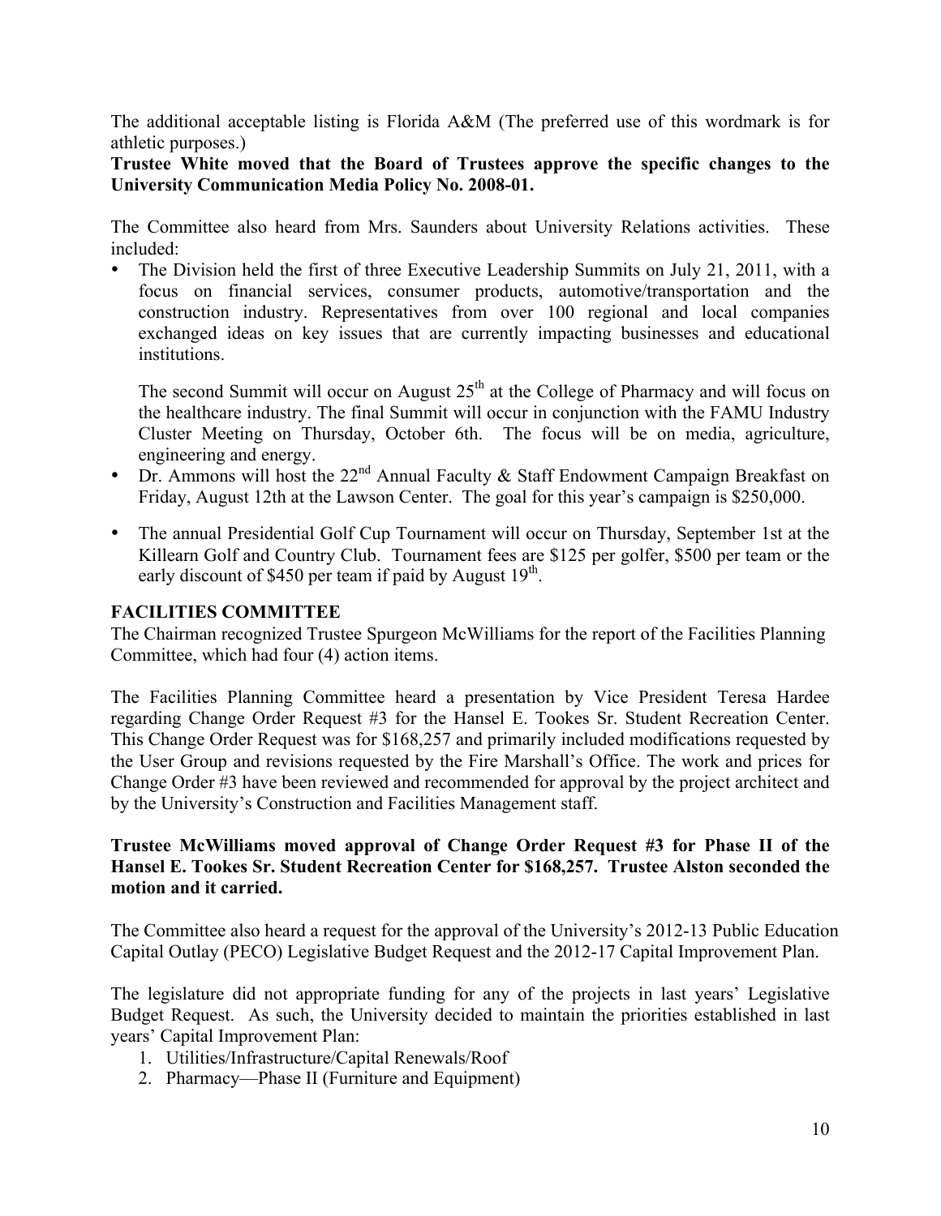The additional acceptable listing is Florida A&M (The preferred use of this wordmark is for athletic purposes.)

**Trustee White moved that the Board of Trustees approve the specific changes to the University Communication Media Policy No. 2008-01.**

The Committee also heard from Mrs. Saunders about University Relations activities. These included:

- The Division held the first of three Executive Leadership Summits on July 21, 2011, with a focus on financial services, consumer products, automotive/transportation and the construction industry. Representatives from over 100 regional and local companies exchanged ideas on key issues that are currently impacting businesses and educational institutions.

  The second Summit will occur on August 25th at the College of Pharmacy and will focus on the healthcare industry. The final Summit will occur in conjunction with the FAMU Industry Cluster Meeting on Thursday, October 6th. The focus will be on media, agriculture, engineering and energy.
- Dr. Ammons will host the 22nd Annual Faculty & Staff Endowment Campaign Breakfast on Friday, August 12th at the Lawson Center. The goal for this year's campaign is $250,000.
- The annual Presidential Golf Cup Tournament will occur on Thursday, September 1st at the Killearn Golf and Country Club. Tournament fees are $125 per golfer, $500 per team or the early discount of $450 per team if paid by August 19th.

## FACILITIES COMMITTEE

The Chairman recognized Trustee Spurgeon McWilliams for the report of the Facilities Planning Committee, which had four (4) action items.

The Facilities Planning Committee heard a presentation by Vice President Teresa Hardee regarding Change Order Request #3 for the Hansel E. Tookes Sr. Student Recreation Center. This Change Order Request was for $168,257 and primarily included modifications requested by the User Group and revisions requested by the Fire Marshall's Office. The work and prices for Change Order #3 have been reviewed and recommended for approval by the project architect and by the University's Construction and Facilities Management staff.

**Trustee McWilliams moved approval of Change Order Request #3 for Phase II of the Hansel E. Tookes Sr. Student Recreation Center for $168,257. Trustee Alston seconded the motion and it carried.**

The Committee also heard a request for the approval of the University's 2012-13 Public Education Capital Outlay (PECO) Legislative Budget Request and the 2012-17 Capital Improvement Plan.

The legislature did not appropriate funding for any of the projects in last years' Legislative Budget Request. As such, the University decided to maintain the priorities established in last years' Capital Improvement Plan:

1. Utilities/Infrastructure/Capital Renewals/Roof
2. Pharmacy—Phase II (Furniture and Equipment)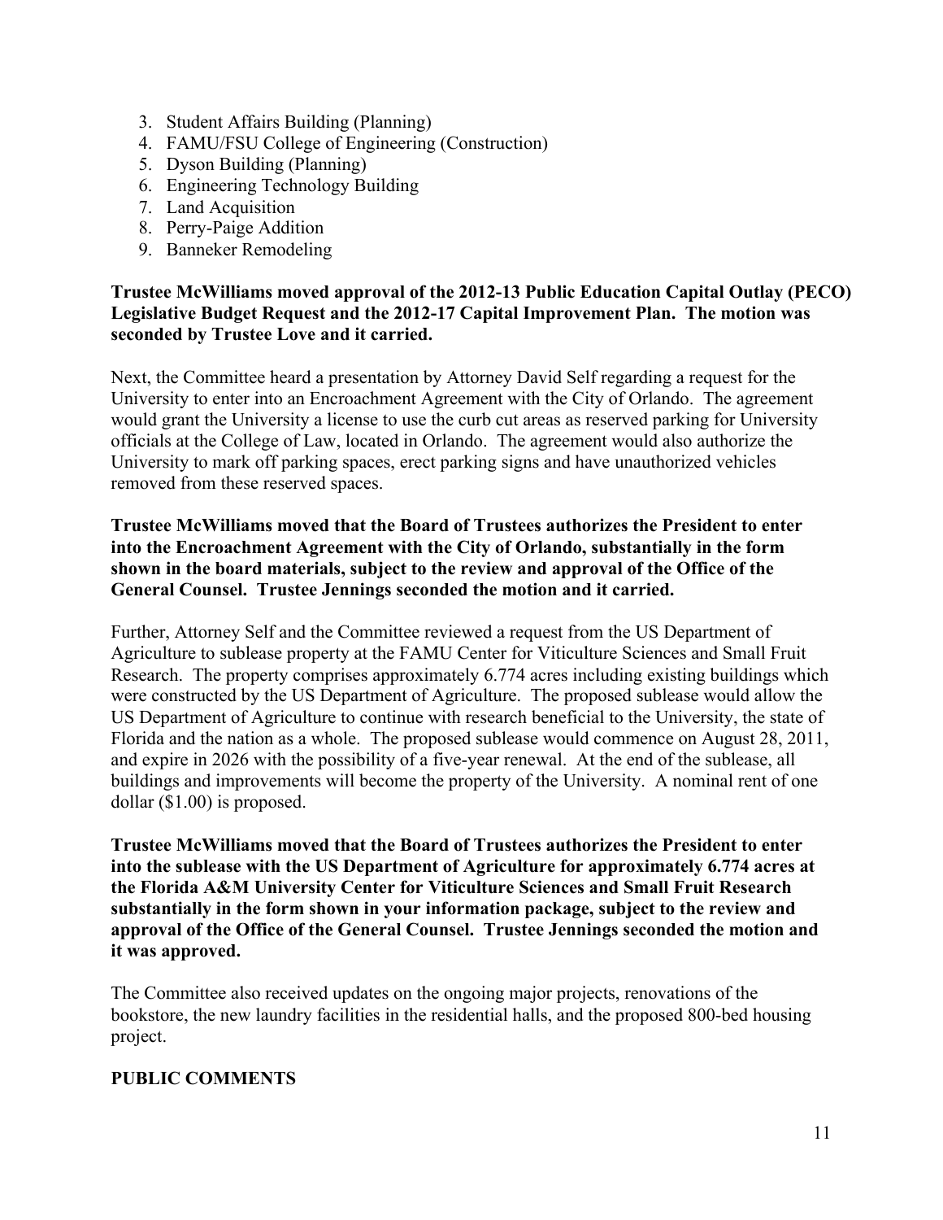3. Student Affairs Building (Planning)
4. FAMU/FSU College of Engineering (Construction)
5. Dyson Building (Planning)
6. Engineering Technology Building
7. Land Acquisition
8. Perry-Paige Addition
9. Banneker Remodeling

**Trustee McWilliams moved approval of the 2012-13 Public Education Capital Outlay (PECO) Legislative Budget Request and the 2012-17 Capital Improvement Plan. The motion was seconded by Trustee Love and it carried.**

Next, the Committee heard a presentation by Attorney David Self regarding a request for the University to enter into an Encroachment Agreement with the City of Orlando. The agreement would grant the University a license to use the curb cut areas as reserved parking for University officials at the College of Law, located in Orlando. The agreement would also authorize the University to mark off parking spaces, erect parking signs and have unauthorized vehicles removed from these reserved spaces.

**Trustee McWilliams moved that the Board of Trustees authorizes the President to enter into the Encroachment Agreement with the City of Orlando, substantially in the form shown in the board materials, subject to the review and approval of the Office of the General Counsel. Trustee Jennings seconded the motion and it carried.**

Further, Attorney Self and the Committee reviewed a request from the US Department of Agriculture to sublease property at the FAMU Center for Viticulture Sciences and Small Fruit Research. The property comprises approximately 6.774 acres including existing buildings which were constructed by the US Department of Agriculture. The proposed sublease would allow the US Department of Agriculture to continue with research beneficial to the University, the state of Florida and the nation as a whole. The proposed sublease would commence on August 28, 2011, and expire in 2026 with the possibility of a five-year renewal. At the end of the sublease, all buildings and improvements will become the property of the University. A nominal rent of one dollar ($1.00) is proposed.

**Trustee McWilliams moved that the Board of Trustees authorizes the President to enter into the sublease with the US Department of Agriculture for approximately 6.774 acres at the Florida A&M University Center for Viticulture Sciences and Small Fruit Research substantially in the form shown in your information package, subject to the review and approval of the Office of the General Counsel. Trustee Jennings seconded the motion and it was approved.**

The Committee also received updates on the ongoing major projects, renovations of the bookstore, the new laundry facilities in the residential halls, and the proposed 800-bed housing project.

**PUBLIC COMMENTS**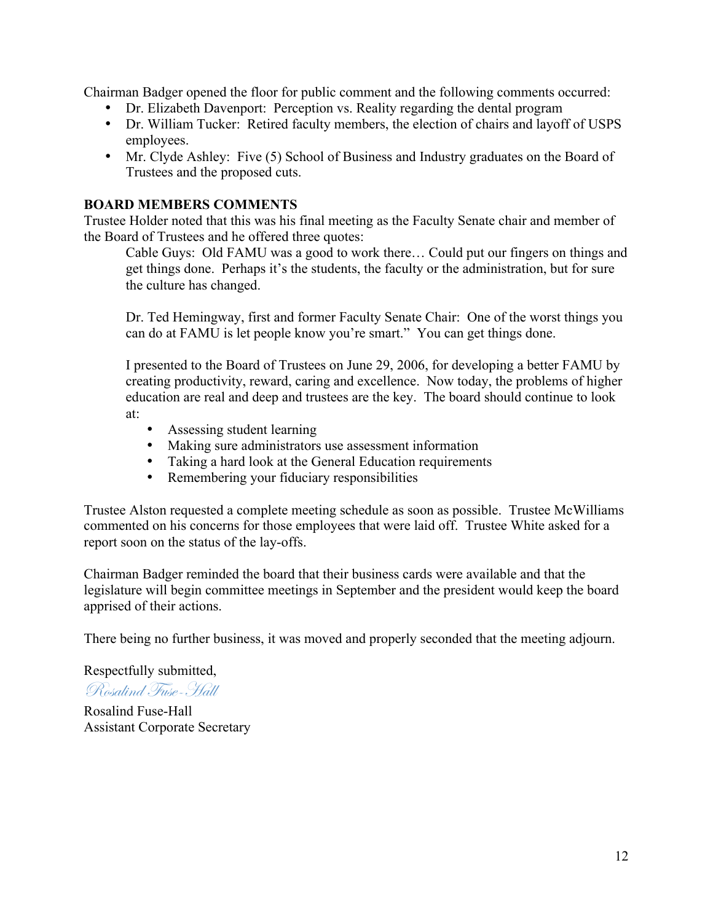Chairman Badger opened the floor for public comment and the following comments occurred:

- Dr. Elizabeth Davenport: Perception vs. Reality regarding the dental program
- Dr. William Tucker: Retired faculty members, the election of chairs and layoff of USPS employees.
- Mr. Clyde Ashley: Five (5) School of Business and Industry graduates on the Board of Trustees and the proposed cuts.

**BOARD MEMBERS COMMENTS**

Trustee Holder noted that this was his final meeting as the Faculty Senate chair and member of the Board of Trustees and he offered three quotes:

> Cable Guys: Old FAMU was a good to work there… Could put our fingers on things and get things done. Perhaps it's the students, the faculty or the administration, but for sure the culture has changed.
>
> Dr. Ted Hemingway, first and former Faculty Senate Chair: One of the worst things you can do at FAMU is let people know you're smart." You can get things done.
>
> I presented to the Board of Trustees on June 29, 2006, for developing a better FAMU by creating productivity, reward, caring and excellence. Now today, the problems of higher education are real and deep and trustees are the key. The board should continue to look at:
>
> - Assessing student learning
> - Making sure administrators use assessment information
> - Taking a hard look at the General Education requirements
> - Remembering your fiduciary responsibilities

Trustee Alston requested a complete meeting schedule as soon as possible. Trustee McWilliams commented on his concerns for those employees that were laid off. Trustee White asked for a report soon on the status of the lay-offs.

Chairman Badger reminded the board that their business cards were available and that the legislature will begin committee meetings in September and the president would keep the board apprised of their actions.

There being no further business, it was moved and properly seconded that the meeting adjourn.

Respectfully submitted,

*Rosalind Fuse-Hall*

Rosalind Fuse-Hall
Assistant Corporate Secretary